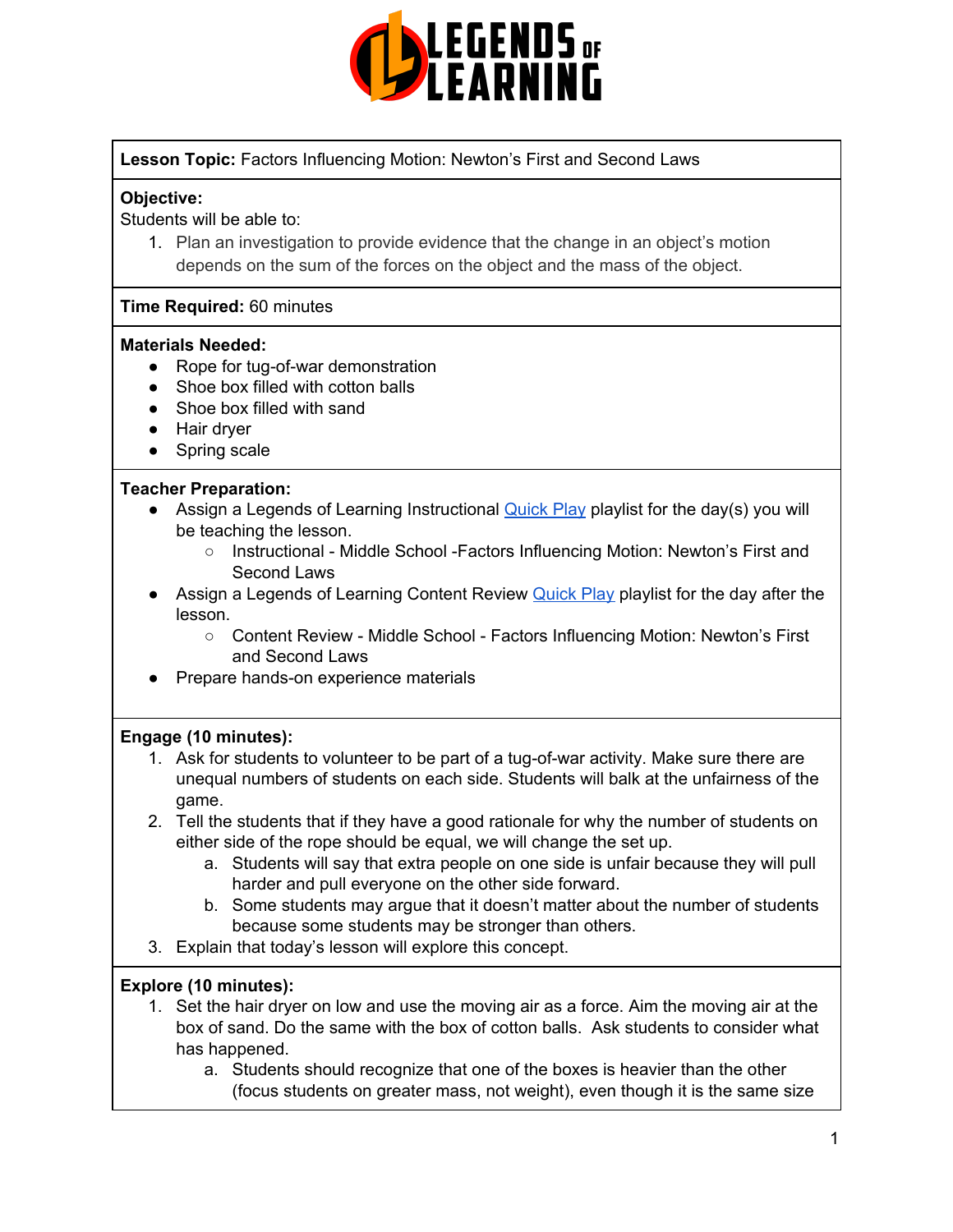**Lesson Topic:** Factors Influencing Motion: Newton's First and Second Laws

**Objective:**
Students will be able to:

1. Plan an investigation to provide evidence that the change in an object's motion depends on the sum of the forces on the object and the mass of the object.

**Time Required:** 60 minutes

**Materials Needed:**

- Rope for tug-of-war demonstration
- Shoe box filled with cotton balls
- Shoe box filled with sand
- Hair dryer
- Spring scale

**Teacher Preparation:**

- Assign a Legends of Learning Instructional [Quick Play](#) playlist for the day(s) you will be teaching the lesson.
  - Instructional - Middle School -Factors Influencing Motion: Newton's First and Second Laws
- Assign a Legends of Learning Content Review [Quick Play](#) playlist for the day after the lesson.
  - Content Review - Middle School - Factors Influencing Motion: Newton's First and Second Laws
- Prepare hands-on experience materials

**Engage (10 minutes):**

1. Ask for students to volunteer to be part of a tug-of-war activity. Make sure there are unequal numbers of students on each side. Students will balk at the unfairness of the game.
2. Tell the students that if they have a good rationale for why the number of students on either side of the rope should be equal, we will change the set up.
   a. Students will say that extra people on one side is unfair because they will pull harder and pull everyone on the other side forward.
   b. Some students may argue that it doesn't matter about the number of students because some students may be stronger than others.
3. Explain that today's lesson will explore this concept.

**Explore (10 minutes):**

1. Set the hair dryer on low and use the moving air as a force. Aim the moving air at the box of sand. Do the same with the box of cotton balls. Ask students to consider what has happened.
   a. Students should recognize that one of the boxes is heavier than the other (focus students on greater mass, not weight), even though it is the same size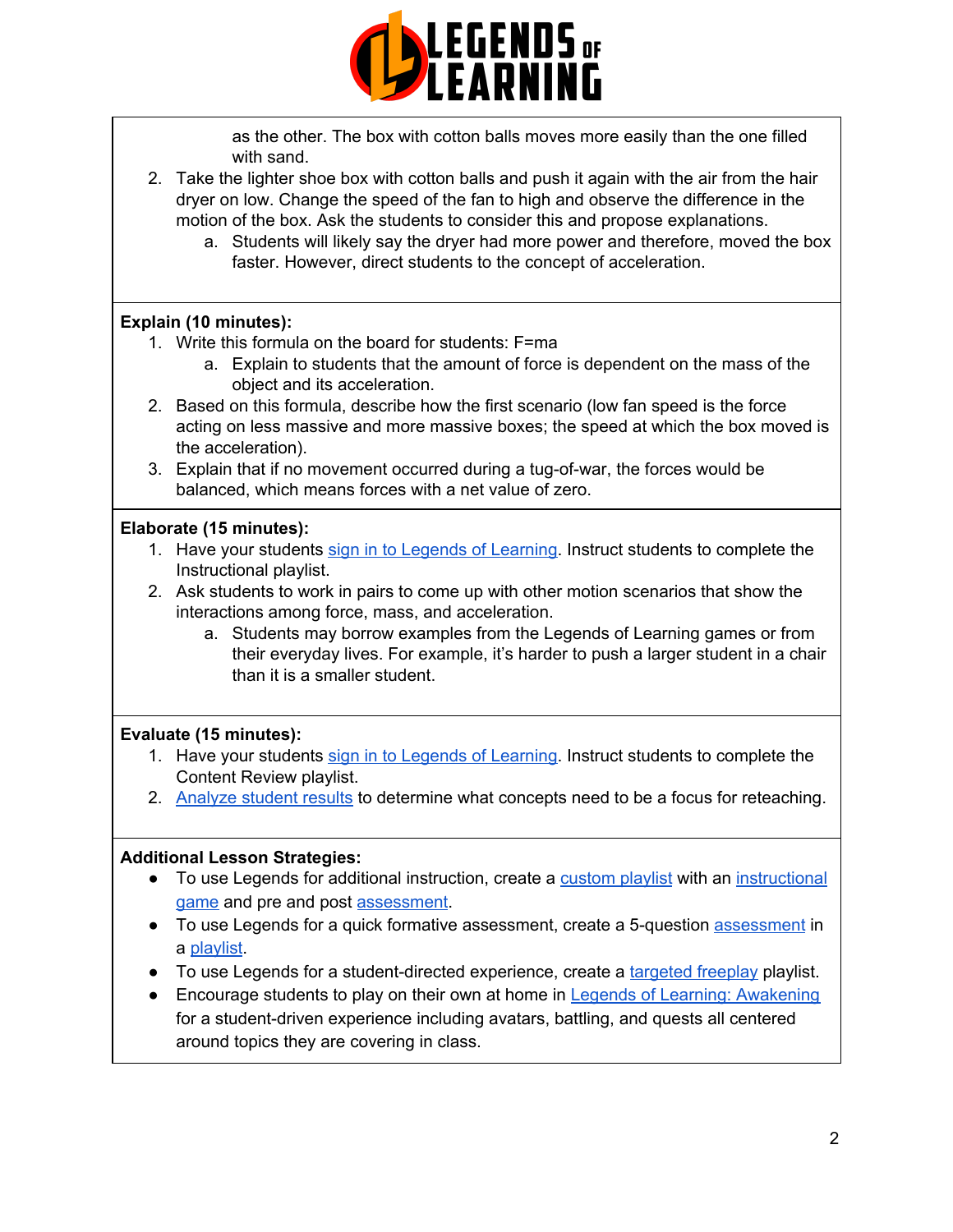as the other. The box with cotton balls moves more easily than the one filled with sand.

2. Take the lighter shoe box with cotton balls and push it again with the air from the hair dryer on low. Change the speed of the fan to high and observe the difference in the motion of the box. Ask the students to consider this and propose explanations.
   a. Students will likely say the dryer had more power and therefore, moved the box faster. However, direct students to the concept of acceleration.

**Explain (10 minutes):**

1. Write this formula on the board for students: F=ma
   a. Explain to students that the amount of force is dependent on the mass of the object and its acceleration.
2. Based on this formula, describe how the first scenario (low fan speed is the force acting on less massive and more massive boxes; the speed at which the box moved is the acceleration).
3. Explain that if no movement occurred during a tug-of-war, the forces would be balanced, which means forces with a net value of zero.

**Elaborate (15 minutes):**

1. Have your students sign in to Legends of Learning. Instruct students to complete the Instructional playlist.
2. Ask students to work in pairs to come up with other motion scenarios that show the interactions among force, mass, and acceleration.
   a. Students may borrow examples from the Legends of Learning games or from their everyday lives. For example, it's harder to push a larger student in a chair than it is a smaller student.

**Evaluate (15 minutes):**

1. Have your students sign in to Legends of Learning. Instruct students to complete the Content Review playlist.
2. Analyze student results to determine what concepts need to be a focus for reteaching.

**Additional Lesson Strategies:**

- To use Legends for additional instruction, create a custom playlist with an instructional game and pre and post assessment.
- To use Legends for a quick formative assessment, create a 5-question assessment in a playlist.
- To use Legends for a student-directed experience, create a targeted freeplay playlist.
- Encourage students to play on their own at home in Legends of Learning: Awakening for a student-driven experience including avatars, battling, and quests all centered around topics they are covering in class.